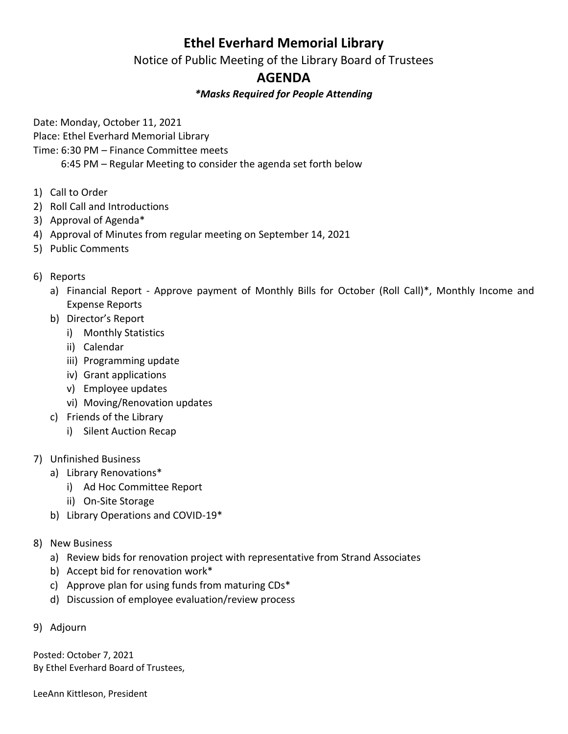# Ethel Everhard Memorial Library

Notice of Public Meeting of the Library Board of Trustees

## AGENDA

***Masks Required for People Attending***

Date: Monday, October 11, 2021
Place: Ethel Everhard Memorial Library
Time: 6:30 PM – Finance Committee meets
6:45 PM – Regular Meeting to consider the agenda set forth below

1) Call to Order
2) Roll Call and Introductions
3) Approval of Agenda*
4) Approval of Minutes from regular meeting on September 14, 2021
5) Public Comments
6) Reports
   a) Financial Report - Approve payment of Monthly Bills for October (Roll Call)*, Monthly Income and Expense Reports
   b) Director's Report
      i) Monthly Statistics
      ii) Calendar
      iii) Programming update
      iv) Grant applications
      v) Employee updates
      vi) Moving/Renovation updates
   c) Friends of the Library
      i) Silent Auction Recap
7) Unfinished Business
   a) Library Renovations*
      i) Ad Hoc Committee Report
      ii) On-Site Storage
   b) Library Operations and COVID-19*
8) New Business
   a) Review bids for renovation project with representative from Strand Associates
   b) Accept bid for renovation work*
   c) Approve plan for using funds from maturing CDs*
   d) Discussion of employee evaluation/review process
9) Adjourn

Posted: October 7, 2021
By Ethel Everhard Board of Trustees,

LeeAnn Kittleson, President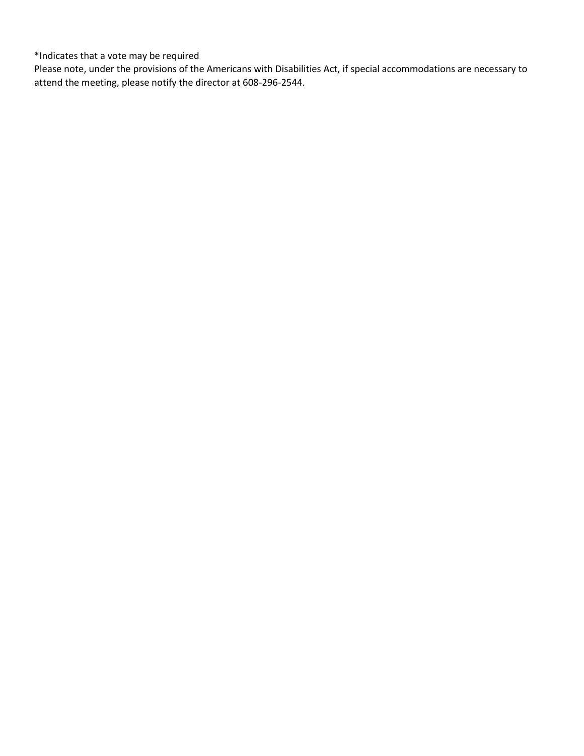*Indicates that a vote may be required

Please note, under the provisions of the Americans with Disabilities Act, if special accommodations are necessary to attend the meeting, please notify the director at 608-296-2544.